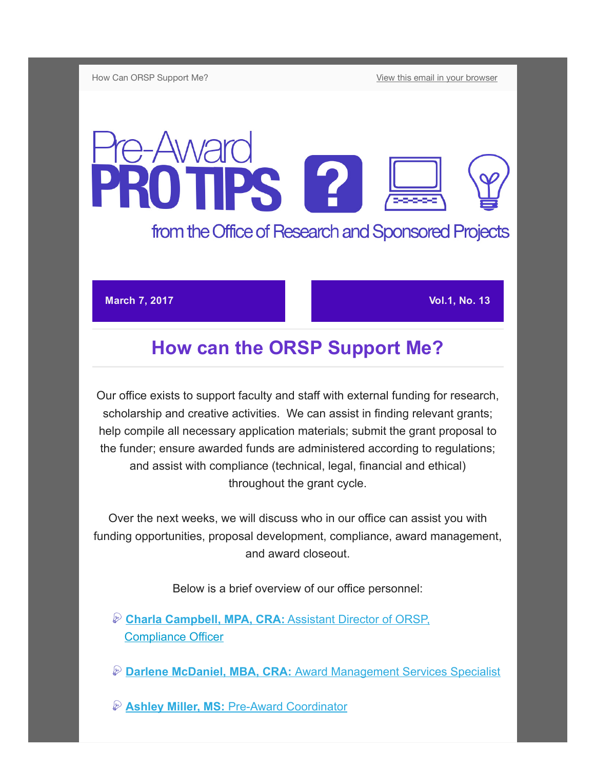How Can ORSP Support Me?

View this email in your browser

# Pre-Award PRO TIPS

from the Office of Research and Sponsored Projects

**March 7, 2017** | **Vol.1, No. 13**

## How can the ORSP Support Me?

Our office exists to support faculty and staff with external funding for research, scholarship and creative activities. We can assist in finding relevant grants; help compile all necessary application materials; submit the grant proposal to the funder; ensure awarded funds are administered according to regulations; and assist with compliance (technical, legal, financial and ethical) throughout the grant cycle.

Over the next weeks, we will discuss who in our office can assist you with funding opportunities, proposal development, compliance, award management, and award closeout.

Below is a brief overview of our office personnel:

- **Charla Campbell, MPA, CRA:** Assistant Director of ORSP, Compliance Officer
- **Darlene McDaniel, MBA, CRA:** Award Management Services Specialist
- **Ashley Miller, MS:** Pre-Award Coordinator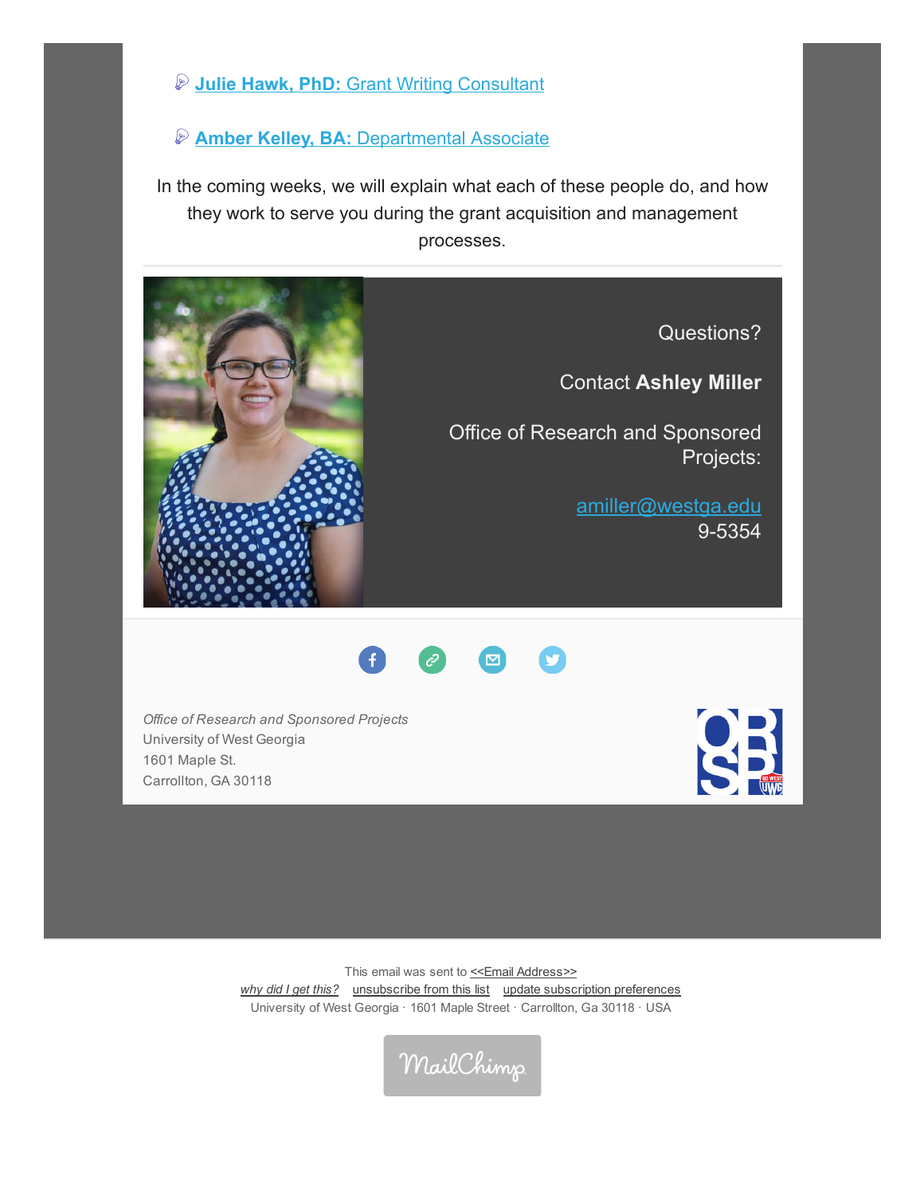- **Julie Hawk, PhD:** Grant Writing Consultant
- **Amber Kelley, BA:** Departmental Associate

In the coming weeks, we will explain what each of these people do, and how they work to serve you during the grant acquisition and management processes.

Questions?

Contact **Ashley Miller**

Office of Research and Sponsored Projects:

amiller@westga.edu
9-5354

*Office of Research and Sponsored Projects*
University of West Georgia
1601 Maple St.
Carrollton, GA 30118

This email was sent to <<Email Address>>
*why did I get this?* unsubscribe from this list update subscription preferences
University of West Georgia · 1601 Maple Street · Carrollton, Ga 30118 · USA